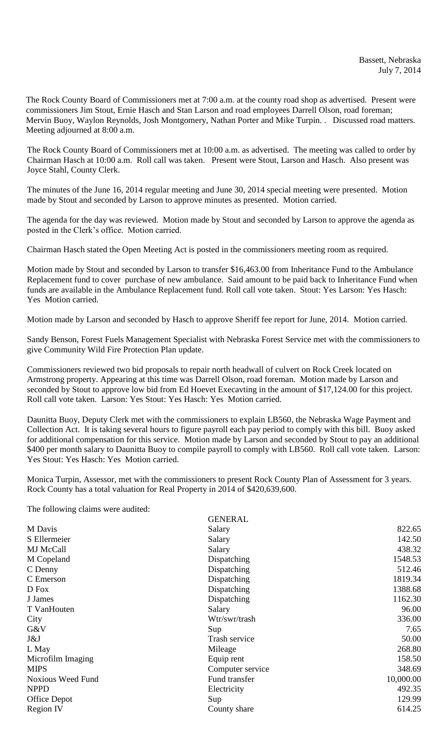Bassett, Nebraska
July 7, 2014

The Rock County Board of Commissioners met at 7:00 a.m. at the county road shop as advertised. Present were commissioners Jim Stout, Ernie Hasch and Stan Larson and road employees Darrell Olson, road foreman; Mervin Buoy, Waylon Reynolds, Josh Montgomery, Nathan Porter and Mike Turpin. . Discussed road matters. Meeting adjourned at 8:00 a.m.

The Rock County Board of Commissioners met at 10:00 a.m. as advertised. The meeting was called to order by Chairman Hasch at 10:00 a.m. Roll call was taken. Present were Stout, Larson and Hasch. Also present was Joyce Stahl, County Clerk.

The minutes of the June 16, 2014 regular meeting and June 30, 2014 special meeting were presented. Motion made by Stout and seconded by Larson to approve minutes as presented. Motion carried.

The agenda for the day was reviewed. Motion made by Stout and seconded by Larson to approve the agenda as posted in the Clerk's office. Motion carried.

Chairman Hasch stated the Open Meeting Act is posted in the commissioners meeting room as required.

Motion made by Stout and seconded by Larson to transfer $16,463.00 from Inheritance Fund to the Ambulance Replacement fund to cover purchase of new ambulance. Said amount to be paid back to Inheritance Fund when funds are available in the Ambulance Replacement fund. Roll call vote taken. Stout: Yes Larson: Yes Hasch: Yes Motion carried.

Motion made by Larson and seconded by Hasch to approve Sheriff fee report for June, 2014. Motion carried.

Sandy Benson, Forest Fuels Management Specialist with Nebraska Forest Service met with the commissioners to give Community Wild Fire Protection Plan update.

Commissioners reviewed two bid proposals to repair north headwall of culvert on Rock Creek located on Armstrong property. Appearing at this time was Darrell Olson, road foreman. Motion made by Larson and seconded by Stout to approve low bid from Ed Hoevet Execavting in the amount of $17,124.00 for this project. Roll call vote taken. Larson: Yes Stout: Yes Hasch: Yes Motion carried.

Daunitta Buoy, Deputy Clerk met with the commissioners to explain LB560, the Nebraska Wage Payment and Collection Act. It is taking several hours to figure payroll each pay period to comply with this bill. Buoy asked for additional compensation for this service. Motion made by Larson and seconded by Stout to pay an additional $400 per month salary to Daunitta Buoy to compile payroll to comply with LB560. Roll call vote taken. Larson: Yes Stout: Yes Hasch: Yes Motion carried.

Monica Turpin, Assessor, met with the commissioners to present Rock County Plan of Assessment for 3 years. Rock County has a total valuation for Real Property in 2014 of $420,639,600.

The following claims were audited:

| | GENERAL | |
|---|---|---|
| M Davis | Salary | 822.65 |
| S Ellermeier | Salary | 142.50 |
| MJ McCall | Salary | 438.32 |
| M Copeland | Dispatching | 1548.53 |
| C Denny | Dispatching | 512.46 |
| C Emerson | Dispatching | 1819.34 |
| D Fox | Dispatching | 1388.68 |
| J James | Dispatching | 1162.30 |
| T VanHouten | Salary | 96.00 |
| City | Wtr/swr/trash | 336.00 |
| G&V | Sup | 7.65 |
| J&J | Trash service | 50.00 |
| L May | Mileage | 268.80 |
| Microfilm Imaging | Equip rent | 158.50 |
| MIPS | Computer service | 348.69 |
| Noxious Weed Fund | Fund transfer | 10,000.00 |
| NPPD | Electricity | 492.35 |
| Office Depot | Sup | 129.99 |
| Region IV | County share | 614.25 |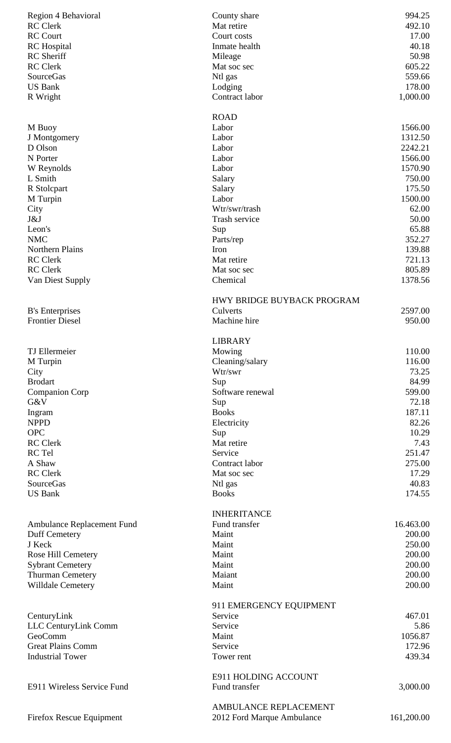| | | |
|---|---|---|
| Region 4 Behavioral | County share | 994.25 |
| RC Clerk | Mat retire | 492.10 |
| RC Court | Court costs | 17.00 |
| RC Hospital | Inmate health | 40.18 |
| RC Sheriff | Mileage | 50.98 |
| RC Clerk | Mat soc sec | 605.22 |
| SourceGas | Ntl gas | 559.66 |
| US Bank | Lodging | 178.00 |
| R Wright | Contract labor | 1,000.00 |

**ROAD**

| | | |
|---|---|---|
| M Buoy | Labor | 1566.00 |
| J Montgomery | Labor | 1312.50 |
| D Olson | Labor | 2242.21 |
| N Porter | Labor | 1566.00 |
| W Reynolds | Labor | 1570.90 |
| L Smith | Salary | 750.00 |
| R Stolcpart | Salary | 175.50 |
| M Turpin | Labor | 1500.00 |
| City | Wtr/swr/trash | 62.00 |
| J&J | Trash service | 50.00 |
| Leon's | Sup | 65.88 |
| NMC | Parts/rep | 352.27 |
| Northern Plains | Iron | 139.88 |
| RC Clerk | Mat retire | 721.13 |
| RC Clerk | Mat soc sec | 805.89 |
| Van Diest Supply | Chemical | 1378.56 |

**HWY BRIDGE BUYBACK PROGRAM**

| | | |
|---|---|---|
| B's Enterprises | Culverts | 2597.00 |
| Frontier Diesel | Machine hire | 950.00 |

**LIBRARY**

| | | |
|---|---|---|
| TJ Ellermeier | Mowing | 110.00 |
| M Turpin | Cleaning/salary | 116.00 |
| City | Wtr/swr | 73.25 |
| Brodart | Sup | 84.99 |
| Companion Corp | Software renewal | 599.00 |
| G&V | Sup | 72.18 |
| Ingram | Books | 187.11 |
| NPPD | Electricity | 82.26 |
| OPC | Sup | 10.29 |
| RC Clerk | Mat retire | 7.43 |
| RC Tel | Service | 251.47 |
| A Shaw | Contract labor | 275.00 |
| RC Clerk | Mat soc sec | 17.29 |
| SourceGas | Ntl gas | 40.83 |
| US Bank | Books | 174.55 |

**INHERITANCE**

| | | |
|---|---|---|
| Ambulance Replacement Fund | Fund transfer | 16.463.00 |
| Duff Cemetery | Maint | 200.00 |
| J Keck | Maint | 250.00 |
| Rose Hill Cemetery | Maint | 200.00 |
| Sybrant Cemetery | Maint | 200.00 |
| Thurman Cemetery | Maiant | 200.00 |
| Willdale Cemetery | Maint | 200.00 |

**911 EMERGENCY EQUIPMENT**

| | | |
|---|---|---|
| CenturyLink | Service | 467.01 |
| LLC CenturyLink Comm | Service | 5.86 |
| GeoComm | Maint | 1056.87 |
| Great Plains Comm | Service | 172.96 |
| Industrial Tower | Tower rent | 439.34 |

**E911 HOLDING ACCOUNT**

| | | |
|---|---|---|
| E911 Wireless Service Fund | Fund transfer | 3,000.00 |

**AMBULANCE REPLACEMENT**

| | | |
|---|---|---|
| Firefox Rescue Equipment | 2012 Ford Marque Ambulance | 161,200.00 |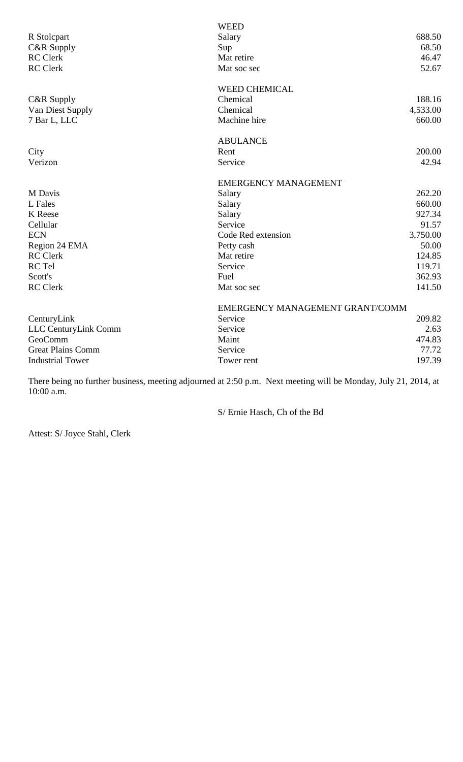| | | |
|---|---|---|
| | WEED | |
| R Stolcpart | Salary | 688.50 |
| C&R Supply | Sup | 68.50 |
| RC Clerk | Mat retire | 46.47 |
| RC Clerk | Mat soc sec | 52.67 |
| | WEED CHEMICAL | |
| C&R Supply | Chemical | 188.16 |
| Van Diest Supply | Chemical | 4,533.00 |
| 7 Bar L, LLC | Machine hire | 660.00 |
| | ABULANCE | |
| City | Rent | 200.00 |
| Verizon | Service | 42.94 |
| | EMERGENCY MANAGEMENT | |
| M Davis | Salary | 262.20 |
| L Fales | Salary | 660.00 |
| K Reese | Salary | 927.34 |
| Cellular | Service | 91.57 |
| ECN | Code Red extension | 3,750.00 |
| Region 24 EMA | Petty cash | 50.00 |
| RC Clerk | Mat retire | 124.85 |
| RC Tel | Service | 119.71 |
| Scott's | Fuel | 362.93 |
| RC Clerk | Mat soc sec | 141.50 |
| | EMERGENCY MANAGEMENT GRANT/COMM | |
| CenturyLink | Service | 209.82 |
| LLC CenturyLink Comm | Service | 2.63 |
| GeoComm | Maint | 474.83 |
| Great Plains Comm | Service | 77.72 |
| Industrial Tower | Tower rent | 197.39 |

There being no further business, meeting adjourned at 2:50 p.m. Next meeting will be Monday, July 21, 2014, at 10:00 a.m.

S/ Ernie Hasch, Ch of the Bd

Attest: S/ Joyce Stahl, Clerk